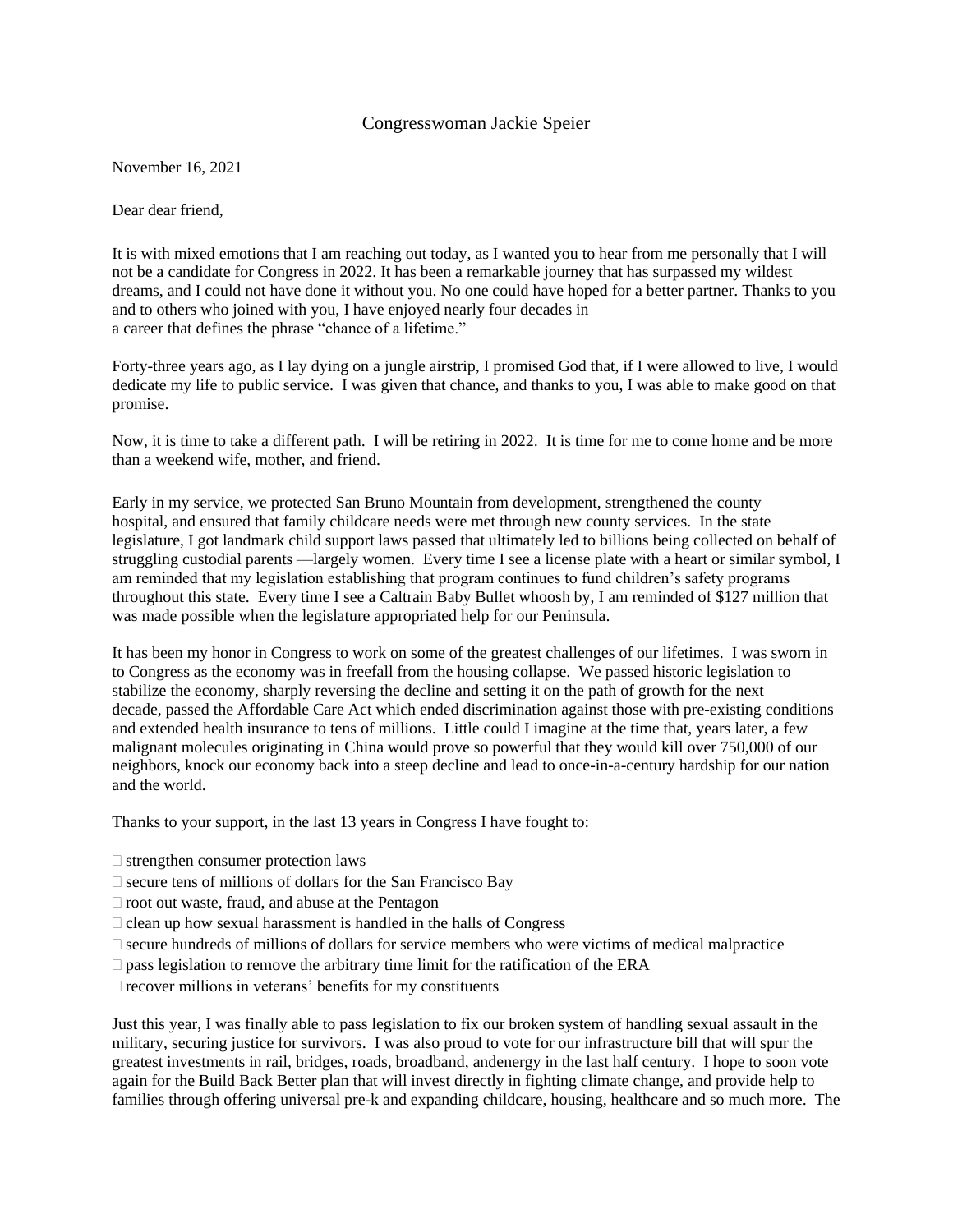Congresswoman Jackie Speier

November 16, 2021

Dear dear friend,

It is with mixed emotions that I am reaching out today, as I wanted you to hear from me personally that I will not be a candidate for Congress in 2022. It has been a remarkable journey that has surpassed my wildest dreams, and I could not have done it without you. No one could have hoped for a better partner. Thanks to you and to others who joined with you, I have enjoyed nearly four decades in a career that defines the phrase "chance of a lifetime."

Forty-three years ago, as I lay dying on a jungle airstrip, I promised God that, if I were allowed to live, I would dedicate my life to public service. I was given that chance, and thanks to you, I was able to make good on that promise.

Now, it is time to take a different path. I will be retiring in 2022. It is time for me to come home and be more than a weekend wife, mother, and friend.

Early in my service, we protected San Bruno Mountain from development, strengthened the county hospital, and ensured that family childcare needs were met through new county services. In the state legislature, I got landmark child support laws passed that ultimately led to billions being collected on behalf of struggling custodial parents —largely women. Every time I see a license plate with a heart or similar symbol, I am reminded that my legislation establishing that program continues to fund children's safety programs throughout this state. Every time I see a Caltrain Baby Bullet whoosh by, I am reminded of $127 million that was made possible when the legislature appropriated help for our Peninsula.

It has been my honor in Congress to work on some of the greatest challenges of our lifetimes. I was sworn in to Congress as the economy was in freefall from the housing collapse. We passed historic legislation to stabilize the economy, sharply reversing the decline and setting it on the path of growth for the next decade, passed the Affordable Care Act which ended discrimination against those with pre-existing conditions and extended health insurance to tens of millions. Little could I imagine at the time that, years later, a few malignant molecules originating in China would prove so powerful that they would kill over 750,000 of our neighbors, knock our economy back into a steep decline and lead to once-in-a-century hardship for our nation and the world.

Thanks to your support, in the last 13 years in Congress I have fought to:

- strengthen consumer protection laws
- secure tens of millions of dollars for the San Francisco Bay
- root out waste, fraud, and abuse at the Pentagon
- clean up how sexual harassment is handled in the halls of Congress
- secure hundreds of millions of dollars for service members who were victims of medical malpractice
- pass legislation to remove the arbitrary time limit for the ratification of the ERA
- recover millions in veterans' benefits for my constituents

Just this year, I was finally able to pass legislation to fix our broken system of handling sexual assault in the military, securing justice for survivors. I was also proud to vote for our infrastructure bill that will spur the greatest investments in rail, bridges, roads, broadband, andenergy in the last half century. I hope to soon vote again for the Build Back Better plan that will invest directly in fighting climate change, and provide help to families through offering universal pre-k and expanding childcare, housing, healthcare and so much more. The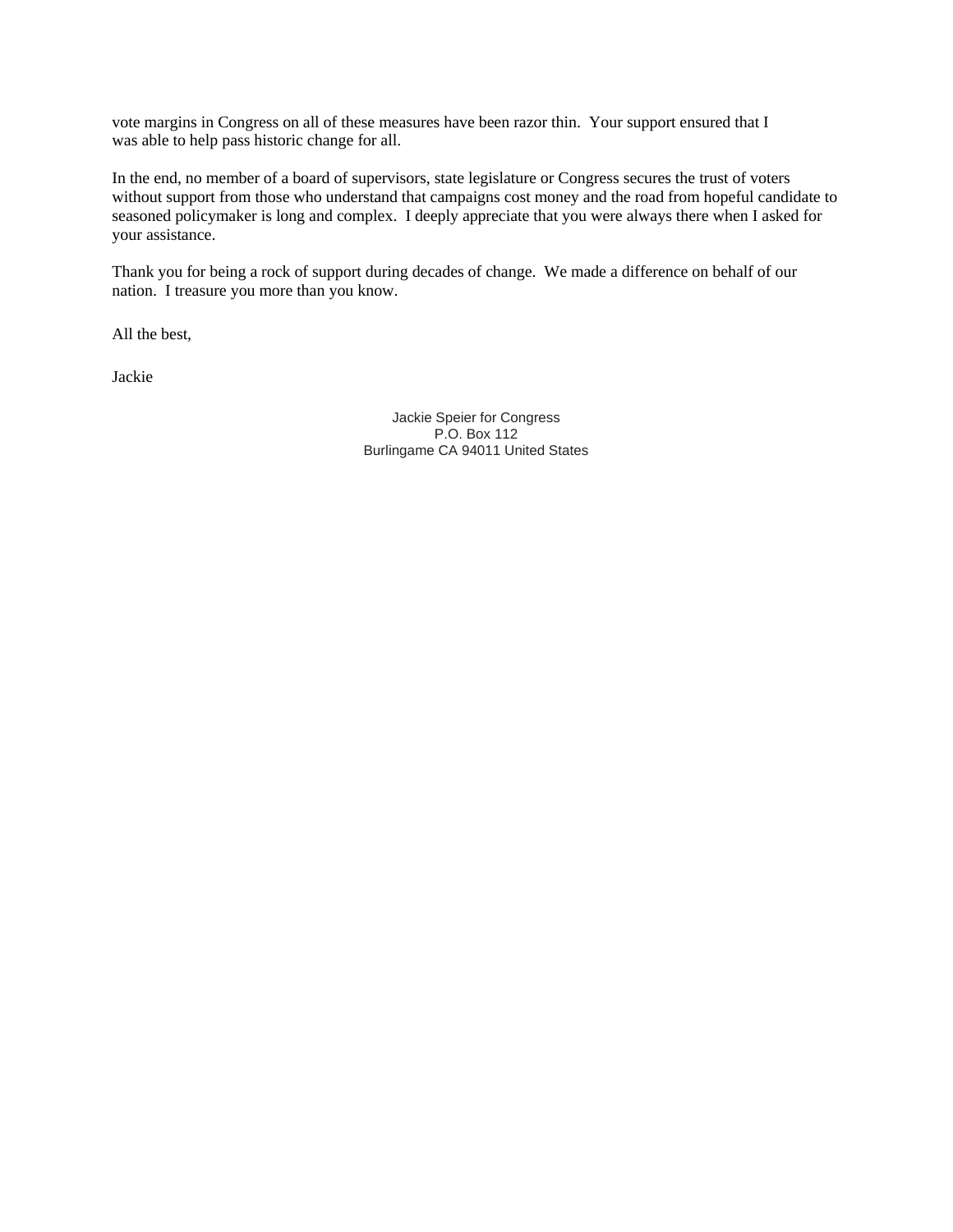vote margins in Congress on all of these measures have been razor thin. Your support ensured that I was able to help pass historic change for all.

In the end, no member of a board of supervisors, state legislature or Congress secures the trust of voters without support from those who understand that campaigns cost money and the road from hopeful candidate to seasoned policymaker is long and complex. I deeply appreciate that you were always there when I asked for your assistance.

Thank you for being a rock of support during decades of change. We made a difference on behalf of our nation. I treasure you more than you know.

All the best,

Jackie

Jackie Speier for Congress
P.O. Box 112
Burlingame CA 94011 United States